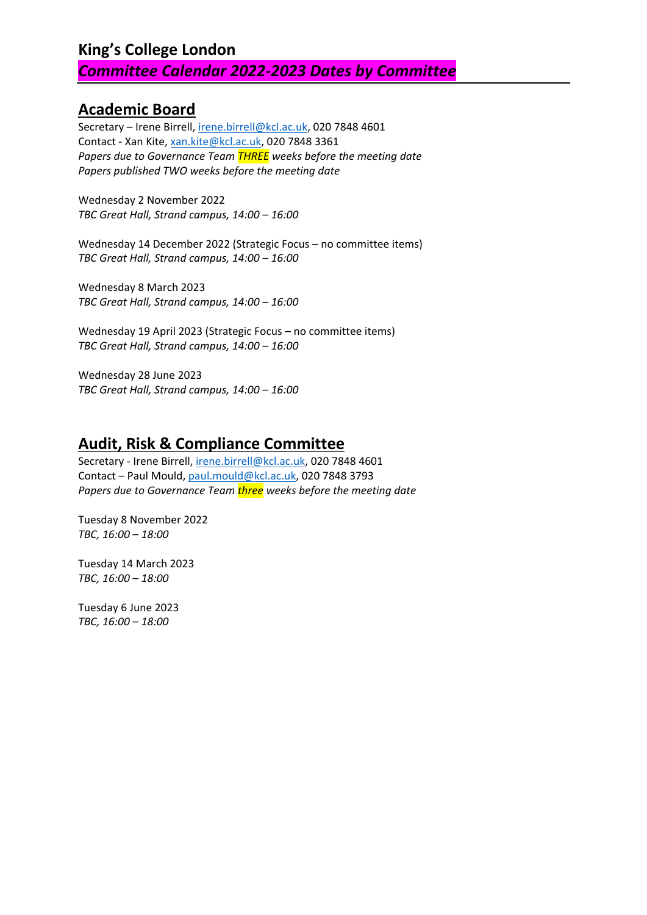# King's College London

## *Committee Calendar 2022-2023 Dates by Committee*

## Academic Board

Secretary – Irene Birrell, irene.birrell@kcl.ac.uk, 020 7848 4601
Contact - Xan Kite, xan.kite@kcl.ac.uk, 020 7848 3361
*Papers due to Governance Team THREE weeks before the meeting date*
*Papers published TWO weeks before the meeting date*

Wednesday 2 November 2022
*TBC Great Hall, Strand campus, 14:00 – 16:00*

Wednesday 14 December 2022 (Strategic Focus – no committee items)
*TBC Great Hall, Strand campus, 14:00 – 16:00*

Wednesday 8 March 2023
*TBC Great Hall, Strand campus, 14:00 – 16:00*

Wednesday 19 April 2023 (Strategic Focus – no committee items)
*TBC Great Hall, Strand campus, 14:00 – 16:00*

Wednesday 28 June 2023
*TBC Great Hall, Strand campus, 14:00 – 16:00*

## Audit, Risk & Compliance Committee

Secretary - Irene Birrell, irene.birrell@kcl.ac.uk, 020 7848 4601
Contact – Paul Mould, paul.mould@kcl.ac.uk, 020 7848 3793
*Papers due to Governance Team three weeks before the meeting date*

Tuesday 8 November 2022
*TBC, 16:00 – 18:00*

Tuesday 14 March 2023
*TBC, 16:00 – 18:00*

Tuesday 6 June 2023
*TBC, 16:00 – 18:00*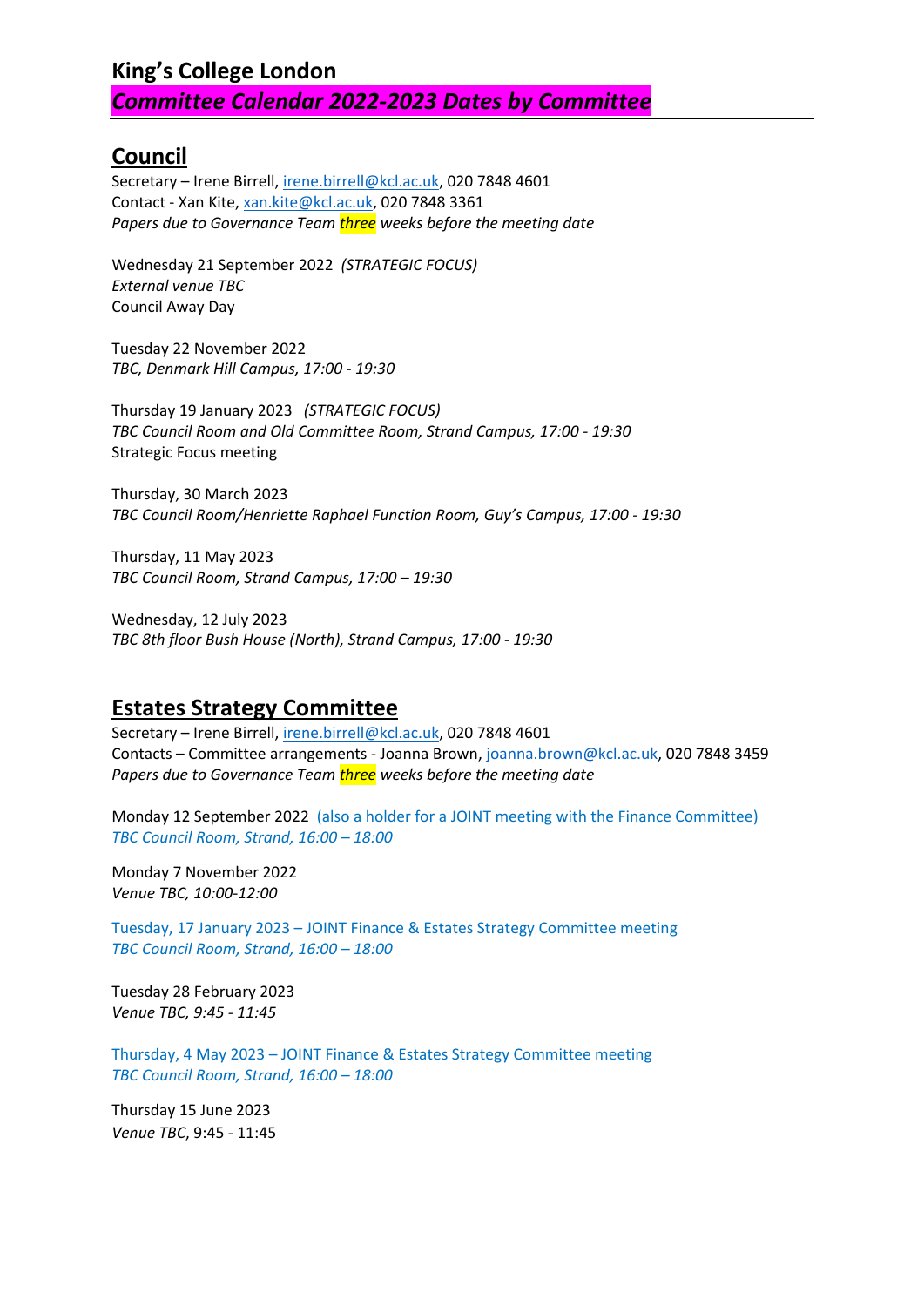# King's College London

## *Committee Calendar 2022-2023 Dates by Committee*

## Council

Secretary – Irene Birrell, irene.birrell@kcl.ac.uk, 020 7848 4601
Contact - Xan Kite, xan.kite@kcl.ac.uk, 020 7848 3361
*Papers due to Governance Team three weeks before the meeting date*

Wednesday 21 September 2022 *(STRATEGIC FOCUS)*
*External venue TBC*
Council Away Day

Tuesday 22 November 2022
*TBC, Denmark Hill Campus, 17:00 - 19:30*

Thursday 19 January 2023 *(STRATEGIC FOCUS)*
*TBC Council Room and Old Committee Room, Strand Campus, 17:00 - 19:30*
Strategic Focus meeting

Thursday, 30 March 2023
*TBC Council Room/Henriette Raphael Function Room, Guy's Campus, 17:00 - 19:30*

Thursday, 11 May 2023
*TBC Council Room, Strand Campus, 17:00 – 19:30*

Wednesday, 12 July 2023
*TBC 8th floor Bush House (North), Strand Campus, 17:00 - 19:30*

## Estates Strategy Committee

Secretary – Irene Birrell, irene.birrell@kcl.ac.uk, 020 7848 4601
Contacts – Committee arrangements - Joanna Brown, joanna.brown@kcl.ac.uk, 020 7848 3459
*Papers due to Governance Team three weeks before the meeting date*

Monday 12 September 2022 (also a holder for a JOINT meeting with the Finance Committee)
*TBC Council Room, Strand, 16:00 – 18:00*

Monday 7 November 2022
*Venue TBC, 10:00-12:00*

Tuesday, 17 January 2023 – JOINT Finance & Estates Strategy Committee meeting
*TBC Council Room, Strand, 16:00 – 18:00*

Tuesday 28 February 2023
*Venue TBC, 9:45 - 11:45*

Thursday, 4 May 2023 – JOINT Finance & Estates Strategy Committee meeting
*TBC Council Room, Strand, 16:00 – 18:00*

Thursday 15 June 2023
*Venue TBC*, 9:45 - 11:45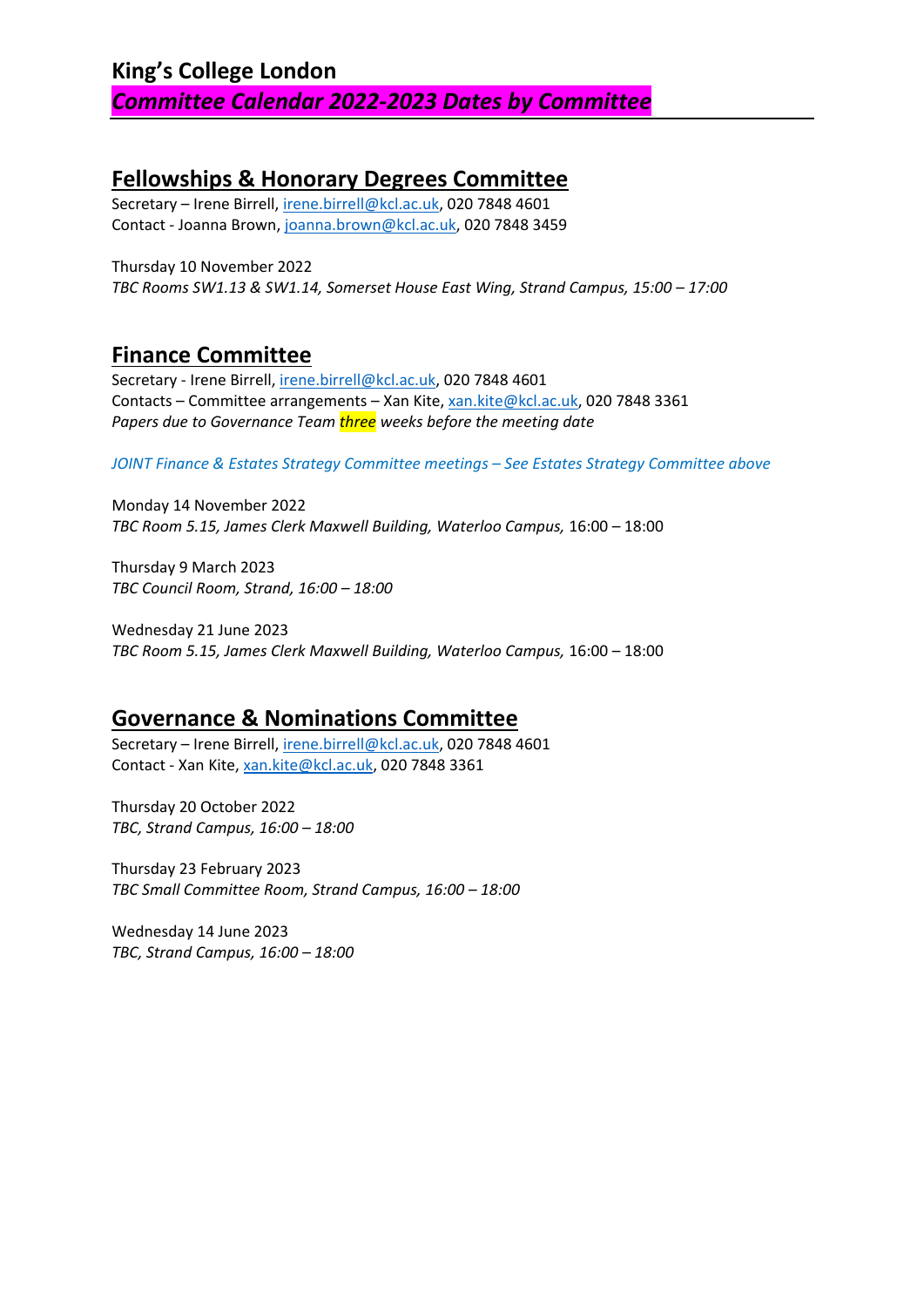# King's College London

## *Committee Calendar 2022-2023 Dates by Committee*

## Fellowships & Honorary Degrees Committee

Secretary – Irene Birrell, irene.birrell@kcl.ac.uk, 020 7848 4601
Contact - Joanna Brown, joanna.brown@kcl.ac.uk, 020 7848 3459

Thursday 10 November 2022
*TBC Rooms SW1.13 & SW1.14, Somerset House East Wing, Strand Campus, 15:00 – 17:00*

## Finance Committee

Secretary - Irene Birrell, irene.birrell@kcl.ac.uk, 020 7848 4601
Contacts – Committee arrangements – Xan Kite, xan.kite@kcl.ac.uk, 020 7848 3361
*Papers due to Governance Team three weeks before the meeting date*

*JOINT Finance & Estates Strategy Committee meetings – See Estates Strategy Committee above*

Monday 14 November 2022
*TBC Room 5.15, James Clerk Maxwell Building, Waterloo Campus,* 16:00 – 18:00

Thursday 9 March 2023
*TBC Council Room, Strand, 16:00 – 18:00*

Wednesday 21 June 2023
*TBC Room 5.15, James Clerk Maxwell Building, Waterloo Campus,* 16:00 – 18:00

## Governance & Nominations Committee

Secretary – Irene Birrell, irene.birrell@kcl.ac.uk, 020 7848 4601
Contact - Xan Kite, xan.kite@kcl.ac.uk, 020 7848 3361

Thursday 20 October 2022
*TBC, Strand Campus, 16:00 – 18:00*

Thursday 23 February 2023
*TBC Small Committee Room, Strand Campus, 16:00 – 18:00*

Wednesday 14 June 2023
*TBC, Strand Campus, 16:00 – 18:00*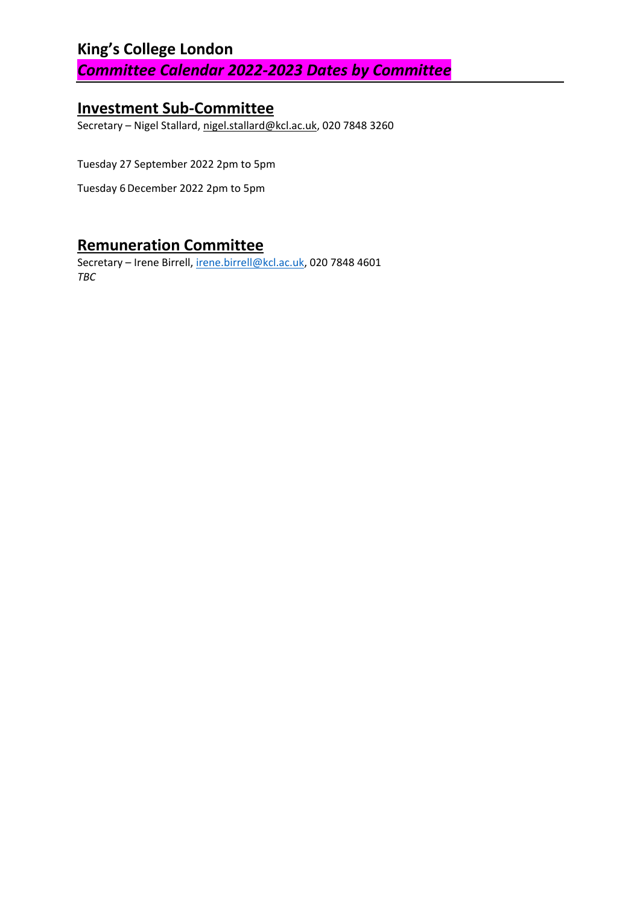# King's College London

## *Committee Calendar 2022-2023 Dates by Committee*

## Investment Sub-Committee

Secretary – Nigel Stallard, nigel.stallard@kcl.ac.uk, 020 7848 3260

Tuesday 27 September 2022 2pm to 5pm

Tuesday 6 December 2022 2pm to 5pm

## Remuneration Committee

Secretary – Irene Birrell, irene.birrell@kcl.ac.uk, 020 7848 4601

*TBC*